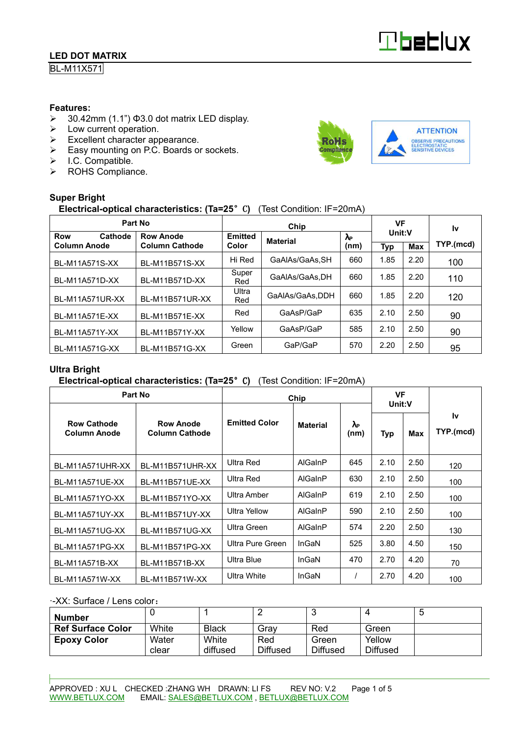# LED DOT MATRIX

BL-M11X571

**Features:**

- 30.42mm (1.1") Φ3.0 dot matrix LED display.
- Low current operation.
- Excellent character appearance.
- Easy mounting on P.C. Boards or sockets.
- I.C. Compatible.
- ROHS Compliance.

RoHS Compliance

ATTENTION OBSERVE PRECAUTIONS ELECTROSTATIC SENSITIVE DEVICES

## Super Bright

**Electrical-optical characteristics: (Ta=25°C)** (Test Condition: IF=20mA)

| Part No | | Chip | | | VF Unit:V | | Iv |
|---|---|---|---|---|---|---|---|
| Row Cathode Column Anode | Row Anode Column Cathode | Emitted Color | Material | λP (nm) | Typ | Max | TYP.(mcd) |
| BL-M11A571S-XX | BL-M11B571S-XX | Hi Red | GaAlAs/GaAs,SH | 660 | 1.85 | 2.20 | 100 |
| BL-M11A571D-XX | BL-M11B571D-XX | Super Red | GaAlAs/GaAs,DH | 660 | 1.85 | 2.20 | 110 |
| BL-M11A571UR-XX | BL-M11B571UR-XX | Ultra Red | GaAlAs/GaAs,DDH | 660 | 1.85 | 2.20 | 120 |
| BL-M11A571E-XX | BL-M11B571E-XX | Red | GaAsP/GaP | 635 | 2.10 | 2.50 | 90 |
| BL-M11A571Y-XX | BL-M11B571Y-XX | Yellow | GaAsP/GaP | 585 | 2.10 | 2.50 | 90 |
| BL-M11A571G-XX | BL-M11B571G-XX | Green | GaP/GaP | 570 | 2.20 | 2.50 | 95 |

## Ultra Bright

**Electrical-optical characteristics: (Ta=25°C)** (Test Condition: IF=20mA)

| Part No | | Chip | | | VF Unit:V | | Iv |
|---|---|---|---|---|---|---|---|
| Row Cathode Column Anode | Row Anode Column Cathode | Emitted Color | Material | λP (nm) | Typ | Max | TYP.(mcd) |
| BL-M11A571UHR-XX | BL-M11B571UHR-XX | Ultra Red | AlGaInP | 645 | 2.10 | 2.50 | 120 |
| BL-M11A571UE-XX | BL-M11B571UE-XX | Ultra Red | AlGaInP | 630 | 2.10 | 2.50 | 100 |
| BL-M11A571YO-XX | BL-M11B571YO-XX | Ultra Amber | AlGaInP | 619 | 2.10 | 2.50 | 100 |
| BL-M11A571UY-XX | BL-M11B571UY-XX | Ultra Yellow | AlGaInP | 590 | 2.10 | 2.50 | 100 |
| BL-M11A571UG-XX | BL-M11B571UG-XX | Ultra Green | AlGaInP | 574 | 2.20 | 2.50 | 130 |
| BL-M11A571PG-XX | BL-M11B571PG-XX | Ultra Pure Green | InGaN | 525 | 3.80 | 4.50 | 150 |
| BL-M11A571B-XX | BL-M11B571B-XX | Ultra Blue | InGaN | 470 | 2.70 | 4.20 | 70 |
| BL-M11A571W-XX | BL-M11B571W-XX | Ultra White | InGaN | / | 2.70 | 4.20 | 100 |

-XX: Surface / Lens color：

| Number | 0 | 1 | 2 | 3 | 4 | 5 |
|---|---|---|---|---|---|---|
| Ref Surface Color | White | Black | Gray | Red | Green | |
| Epoxy Color | Water clear | White diffused | Red Diffused | Green Diffused | Yellow Diffused | |

APPROVED : XU L CHECKED :ZHANG WH DRAWN: LI FS REV NO: V.2

WWW.BETLUX.COM EMAIL: SALES@BETLUX.COM , BETLUX@BETLUX.COM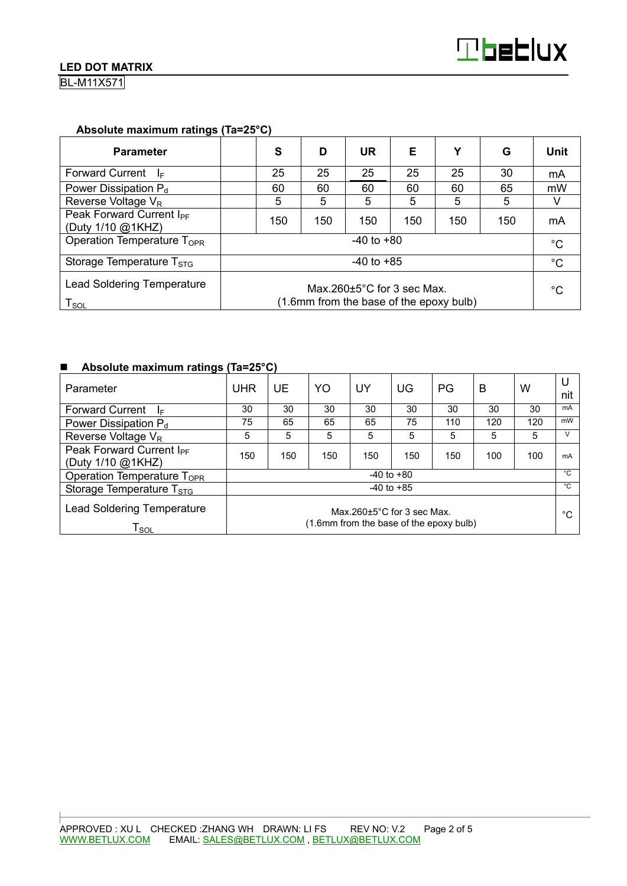## Absolute maximum ratings (Ta=25°C)

| Parameter | | S | D | UR | E | Y | G | Unit |
|---|---|---|---|---|---|---|---|---|
| Forward Current $I_F$ | | 25 | 25 | 25 | 25 | 25 | 30 | mA |
| Power Dissipation $P_d$ | | 60 | 60 | 60 | 60 | 60 | 65 | mW |
| Reverse Voltage $V_R$ | | 5 | 5 | 5 | 5 | 5 | 5 | V |
| Peak Forward Current $I_{PF}$ (Duty 1/10 @1KHZ) | | 150 | 150 | 150 | 150 | 150 | 150 | mA |
| Operation Temperature $T_{OPR}$ | -40 to +80 | | | | | | | °C |
| Storage Temperature $T_{STG}$ | -40 to +85 | | | | | | | °C |
| Lead Soldering Temperature $T_{SOL}$ | Max.260±5°C for 3 sec Max. (1.6mm from the base of the epoxy bulb) | | | | | | | °C |

## ■ Absolute maximum ratings (Ta=25°C)

| Parameter | UHR | UE | YO | UY | UG | PG | B | W | Unit |
|---|---|---|---|---|---|---|---|---|---|
| Forward Current $I_F$ | 30 | 30 | 30 | 30 | 30 | 30 | 30 | 30 | mA |
| Power Dissipation $P_d$ | 75 | 65 | 65 | 65 | 75 | 110 | 120 | 120 | mW |
| Reverse Voltage $V_R$ | 5 | 5 | 5 | 5 | 5 | 5 | 5 | 5 | V |
| Peak Forward Current $I_{PF}$ (Duty 1/10 @1KHZ) | 150 | 150 | 150 | 150 | 150 | 150 | 100 | 100 | mA |
| Operation Temperature $T_{OPR}$ | -40 to +80 | | | | | | | | °C |
| Storage Temperature $T_{STG}$ | -40 to +85 | | | | | | | | °C |
| Lead Soldering Temperature $T_{SOL}$ | Max.260±5°C for 3 sec Max. (1.6mm from the base of the epoxy bulb) | | | | | | | | °C |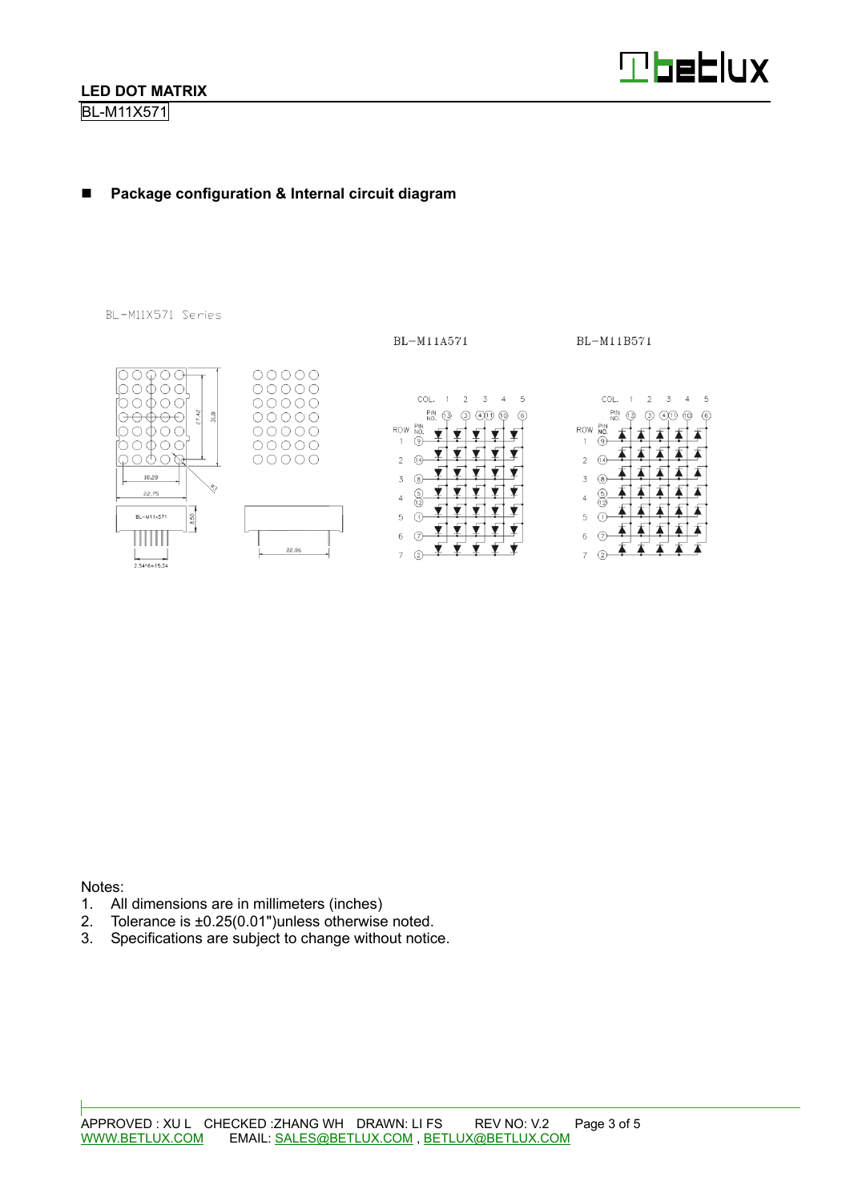**LED DOT MATRIX**

BL-M11X571

## Package configuration & Internal circuit diagram

BL-M11X571 Series

BL-M11A571

BL-M11B571

Notes:

1. All dimensions are in millimeters (inches)
2. Tolerance is ±0.25(0.01")unless otherwise noted.
3. Specifications are subject to change without notice.

APPROVED : XU L CHECKED :ZHANG WH DRAWN: LI FS REV NO: V.2

WWW.BETLUX.COM EMAIL: SALES@BETLUX.COM , BETLUX@BETLUX.COM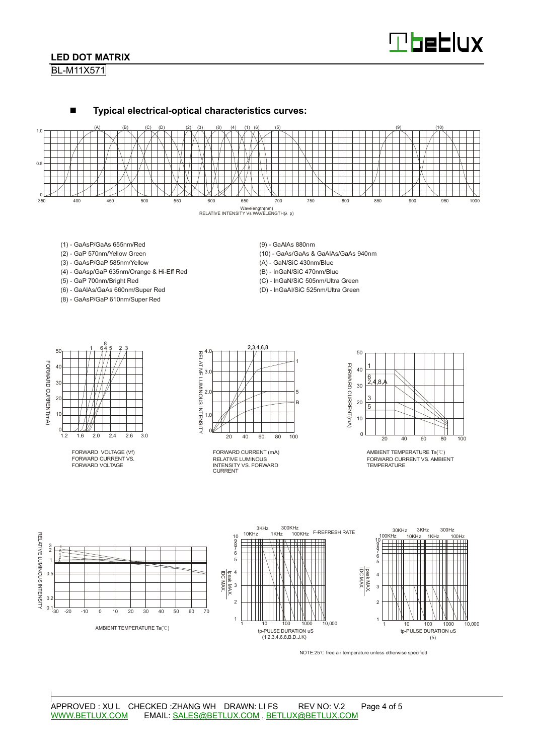## Typical electrical-optical characteristics curves:

RELATIVE INTENSITY Vs WAVELENGTH(λ p)

- (1) - GaAsP/GaAs 655nm/Red
- (2) - GaP 570nm/Yellow Green
- (3) - GaAsP/GaP 585nm/Yellow
- (4) - GaAsp/GaP 635nm/Orange & Hi-Eff Red
- (5) - GaP 700nm/Bright Red
- (6) - GaAlAs/GaAs 660nm/Super Red
- (8) - GaAsP/GaP 610nm/Super Red
- (9) - GaAlAs 880nm
- (10) - GaAs/GaAs & GaAlAs/GaAs 940nm
- (A) - GaN/SiC 430nm/Blue
- (B) - InGaN/SiC 470nm/Blue
- (C) - InGaN/SiC 505nm/Ultra Green
- (D) - InGaAl/SiC 525nm/Ultra Green

FORWARD VOLTAGE (Vf)
FORWARD CURRENT VS. FORWARD VOLTAGE

FORWARD CURRENT (mA)
RELATIVE LUMINOUS INTENSITY VS. FORWARD CURRENT

AMBIENT TEMPERATURE Ta(℃)
FORWARD CURRENT VS. AMBIENT TEMPERATURE

AMBIENT TEMPERATURE Ta(℃)

tp-PULSE DURATION uS
(1,2,3,4,6,8,B.D.J.K)

tp-PULSE DURATION uS
(5)

NOTE:25℃ free air temperature unless otherwise specified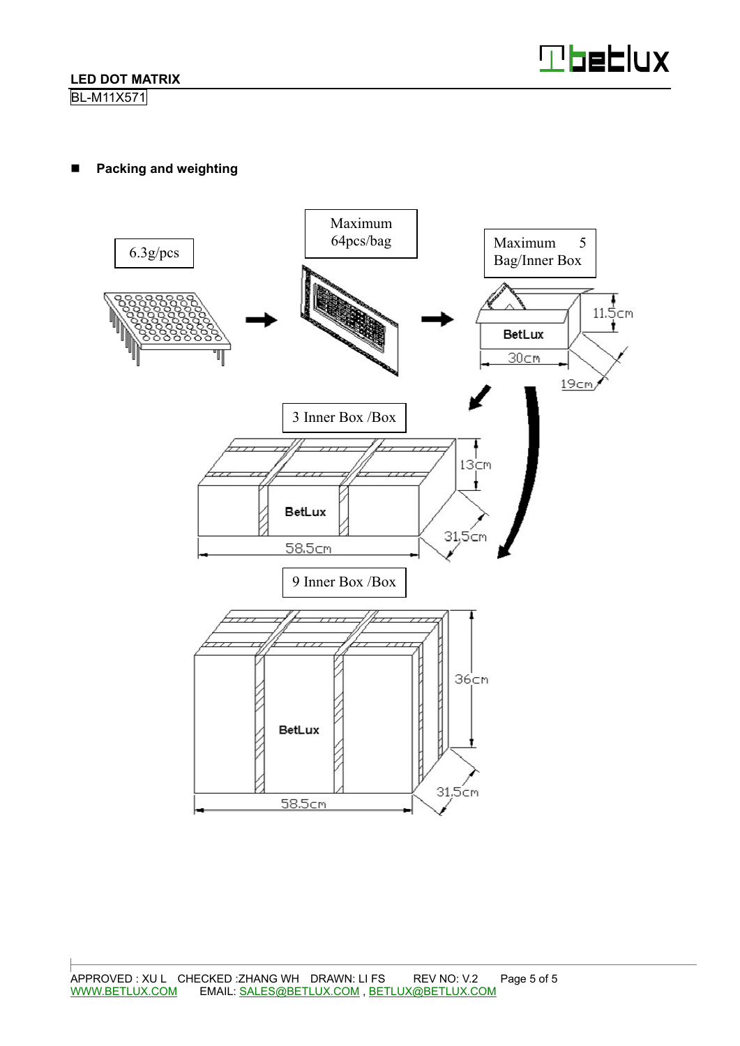## Packing and weighting

6.3g/pcs

Maximum 64pcs/bag

Maximum 5 Bag/Inner Box

BetLux

11.5cm

30cm

19cm

3 Inner Box /Box

BetLux

13cm

58.5cm

31.5cm

9 Inner Box /Box

BetLux

36cm

58.5cm

31.5cm